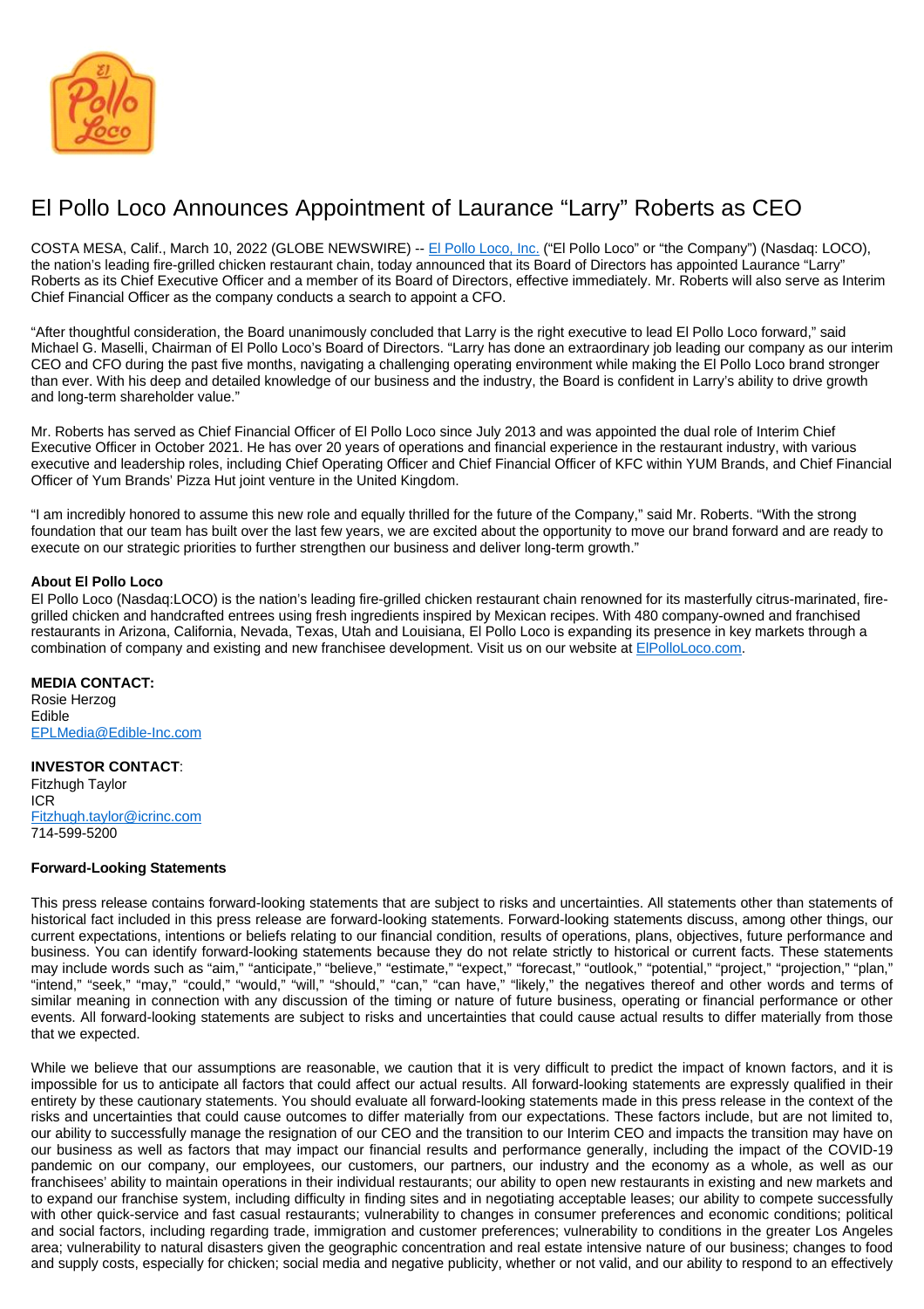# El Pollo Loco Announces Appointment of Laurance "Larry" Roberts as CEO

COSTA MESA, Calif., March 10, 2022 (GLOBE NEWSWIRE) -- El Pollo Loco, Inc. ("El Pollo Loco" or "the Company") (Nasdaq: LOCO), the nation's leading fire-grilled chicken restaurant chain, today announced that its Board of Directors has appointed Laurance "Larry" Roberts as its Chief Executive Officer and a member of its Board of Directors, effective immediately. Mr. Roberts will also serve as Interim Chief Financial Officer as the company conducts a search to appoint a CFO.

"After thoughtful consideration, the Board unanimously concluded that Larry is the right executive to lead El Pollo Loco forward," said Michael G. Maselli, Chairman of El Pollo Loco's Board of Directors. "Larry has done an extraordinary job leading our company as our interim CEO and CFO during the past five months, navigating a challenging operating environment while making the El Pollo Loco brand stronger than ever. With his deep and detailed knowledge of our business and the industry, the Board is confident in Larry's ability to drive growth and long-term shareholder value."

Mr. Roberts has served as Chief Financial Officer of El Pollo Loco since July 2013 and was appointed the dual role of Interim Chief Executive Officer in October 2021. He has over 20 years of operations and financial experience in the restaurant industry, with various executive and leadership roles, including Chief Operating Officer and Chief Financial Officer of KFC within YUM Brands, and Chief Financial Officer of Yum Brands' Pizza Hut joint venture in the United Kingdom.

"I am incredibly honored to assume this new role and equally thrilled for the future of the Company," said Mr. Roberts. "With the strong foundation that our team has built over the last few years, we are excited about the opportunity to move our brand forward and are ready to execute on our strategic priorities to further strengthen our business and deliver long-term growth."

**About El Pollo Loco**

El Pollo Loco (Nasdaq:LOCO) is the nation's leading fire-grilled chicken restaurant chain renowned for its masterfully citrus-marinated, fire-grilled chicken and handcrafted entrees using fresh ingredients inspired by Mexican recipes. With 480 company-owned and franchised restaurants in Arizona, California, Nevada, Texas, Utah and Louisiana, El Pollo Loco is expanding its presence in key markets through a combination of company and existing and new franchisee development. Visit us on our website at ElPolloLoco.com.

**MEDIA CONTACT:**
Rosie Herzog
Edible
EPLMedia@Edible-Inc.com

**INVESTOR CONTACT**:
Fitzhugh Taylor
ICR
Fitzhugh.taylor@icrinc.com
714-599-5200

**Forward-Looking Statements**

This press release contains forward-looking statements that are subject to risks and uncertainties. All statements other than statements of historical fact included in this press release are forward-looking statements. Forward-looking statements discuss, among other things, our current expectations, intentions or beliefs relating to our financial condition, results of operations, plans, objectives, future performance and business. You can identify forward-looking statements because they do not relate strictly to historical or current facts. These statements may include words such as "aim," "anticipate," "believe," "estimate," "expect," "forecast," "outlook," "potential," "project," "projection," "plan," "intend," "seek," "may," "could," "would," "will," "should," "can," "can have," "likely," the negatives thereof and other words and terms of similar meaning in connection with any discussion of the timing or nature of future business, operating or financial performance or other events. All forward-looking statements are subject to risks and uncertainties that could cause actual results to differ materially from those that we expected.

While we believe that our assumptions are reasonable, we caution that it is very difficult to predict the impact of known factors, and it is impossible for us to anticipate all factors that could affect our actual results. All forward-looking statements are expressly qualified in their entirety by these cautionary statements. You should evaluate all forward-looking statements made in this press release in the context of the risks and uncertainties that could cause outcomes to differ materially from our expectations. These factors include, but are not limited to, our ability to successfully manage the resignation of our CEO and the transition to our Interim CEO and impacts the transition may have on our business as well as factors that may impact our financial results and performance generally, including the impact of the COVID-19 pandemic on our company, our employees, our customers, our partners, our industry and the economy as a whole, as well as our franchisees' ability to maintain operations in their individual restaurants; our ability to open new restaurants in existing and new markets and to expand our franchise system, including difficulty in finding sites and in negotiating acceptable leases; our ability to compete successfully with other quick-service and fast casual restaurants; vulnerability to changes in consumer preferences and economic conditions; political and social factors, including regarding trade, immigration and customer preferences; vulnerability to conditions in the greater Los Angeles area; vulnerability to natural disasters given the geographic concentration and real estate intensive nature of our business; changes to food and supply costs, especially for chicken; social media and negative publicity, whether or not valid, and our ability to respond to an effectively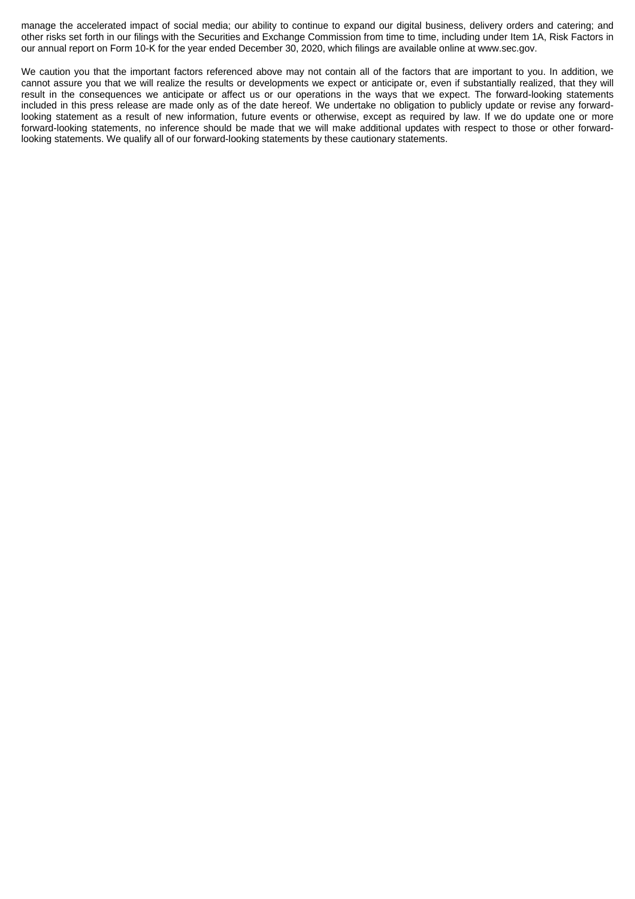manage the accelerated impact of social media; our ability to continue to expand our digital business, delivery orders and catering; and other risks set forth in our filings with the Securities and Exchange Commission from time to time, including under Item 1A, Risk Factors in our annual report on Form 10-K for the year ended December 30, 2020, which filings are available online at www.sec.gov.

We caution you that the important factors referenced above may not contain all of the factors that are important to you. In addition, we cannot assure you that we will realize the results or developments we expect or anticipate or, even if substantially realized, that they will result in the consequences we anticipate or affect us or our operations in the ways that we expect. The forward-looking statements included in this press release are made only as of the date hereof. We undertake no obligation to publicly update or revise any forward-looking statement as a result of new information, future events or otherwise, except as required by law. If we do update one or more forward-looking statements, no inference should be made that we will make additional updates with respect to those or other forward-looking statements. We qualify all of our forward-looking statements by these cautionary statements.